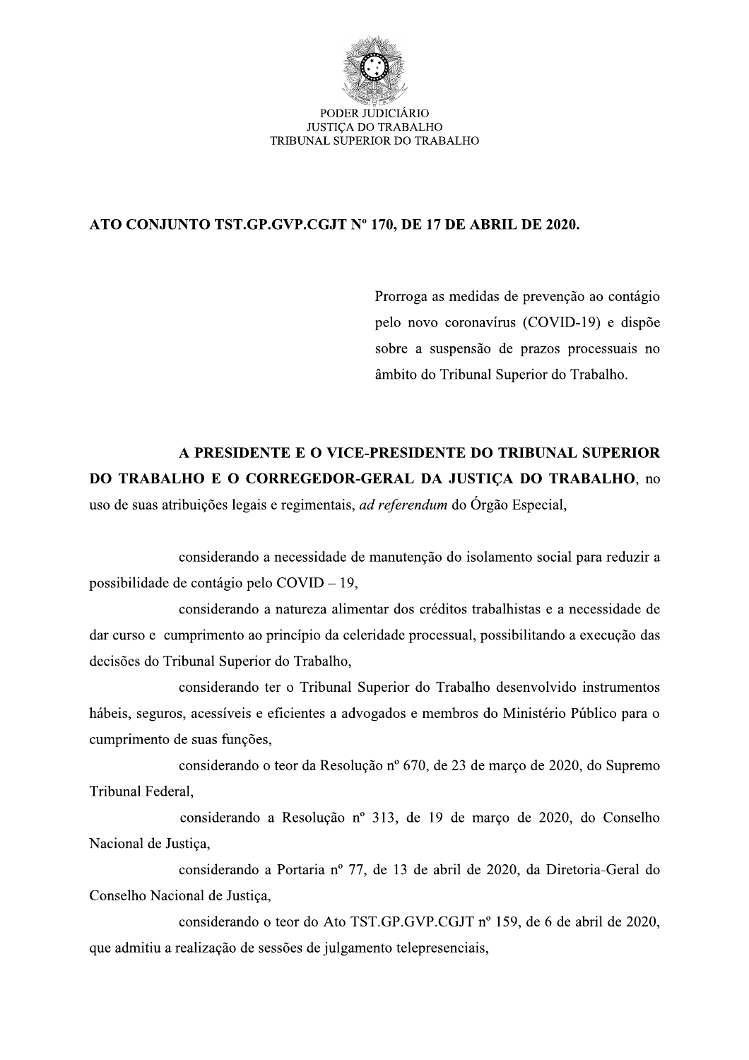PODER JUDICIÁRIO
JUSTIÇA DO TRABALHO
TRIBUNAL SUPERIOR DO TRABALHO

# ATO CONJUNTO TST.GP.GVP.CGJT Nº 170, DE 17 DE ABRIL DE 2020.

Prorroga as medidas de prevenção ao contágio pelo novo coronavírus (COVID-19) e dispõe sobre a suspensão de prazos processuais no âmbito do Tribunal Superior do Trabalho.

**A PRESIDENTE E O VICE-PRESIDENTE DO TRIBUNAL SUPERIOR DO TRABALHO E O CORREGEDOR-GERAL DA JUSTIÇA DO TRABALHO**, no uso de suas atribuições legais e regimentais, *ad referendum* do Órgão Especial,

considerando a necessidade de manutenção do isolamento social para reduzir a possibilidade de contágio pelo COVID – 19,

considerando a natureza alimentar dos créditos trabalhistas e a necessidade de dar curso e cumprimento ao princípio da celeridade processual, possibilitando a execução das decisões do Tribunal Superior do Trabalho,

considerando ter o Tribunal Superior do Trabalho desenvolvido instrumentos hábeis, seguros, acessíveis e eficientes a advogados e membros do Ministério Público para o cumprimento de suas funções,

considerando o teor da Resolução nº 670, de 23 de março de 2020, do Supremo Tribunal Federal,

considerando a Resolução nº 313, de 19 de março de 2020, do Conselho Nacional de Justiça,

considerando a Portaria nº 77, de 13 de abril de 2020, da Diretoria-Geral do Conselho Nacional de Justiça,

considerando o teor do Ato TST.GP.GVP.CGJT nº 159, de 6 de abril de 2020, que admitiu a realização de sessões de julgamento telepresenciais,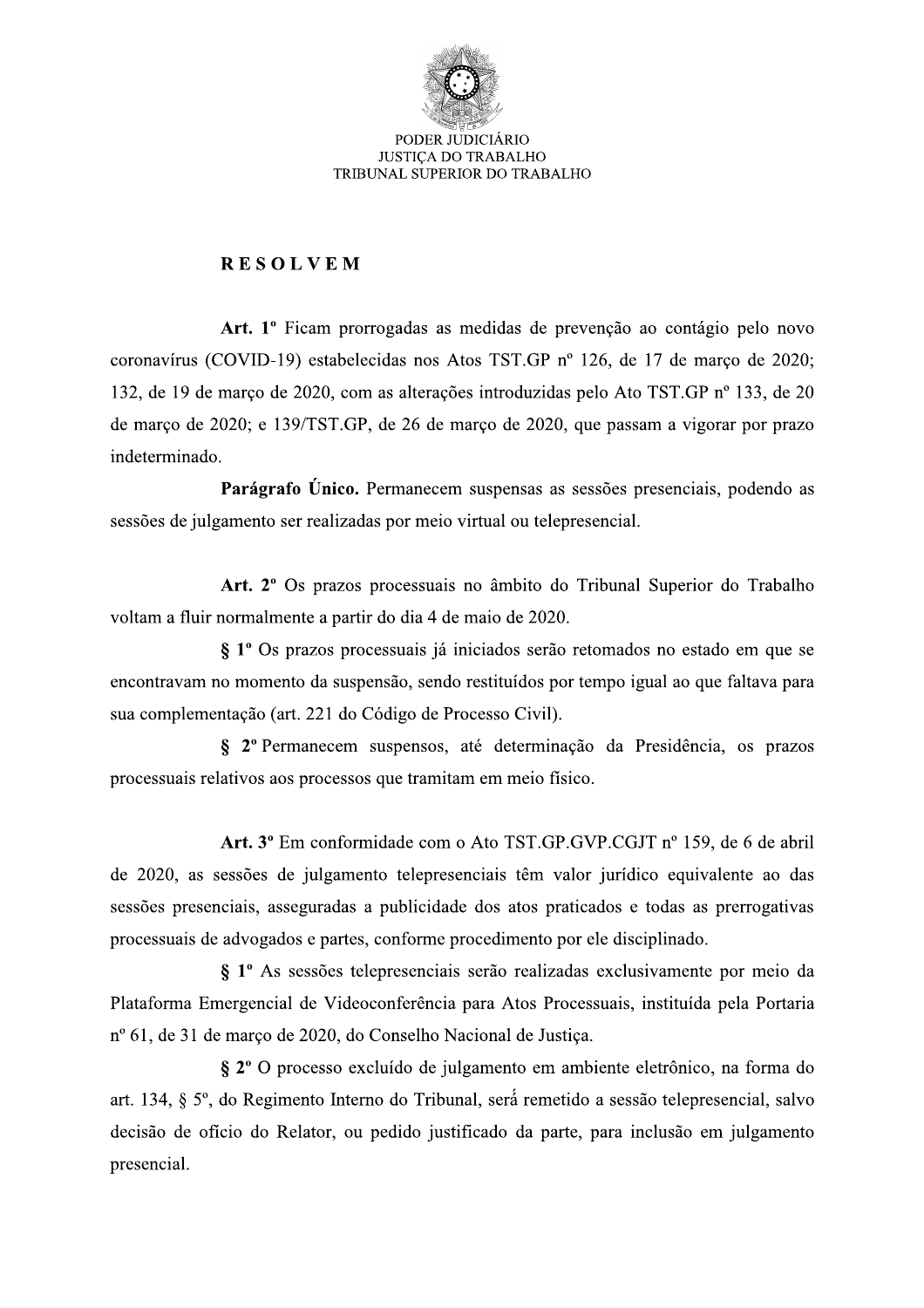PODER JUDICIÁRIO
JUSTIÇA DO TRABALHO
TRIBUNAL SUPERIOR DO TRABALHO

**R E S O L V E M**

**Art. 1º** Ficam prorrogadas as medidas de prevenção ao contágio pelo novo coronavírus (COVID-19) estabelecidas nos Atos TST.GP nº 126, de 17 de março de 2020; 132, de 19 de março de 2020, com as alterações introduzidas pelo Ato TST.GP nº 133, de 20 de março de 2020; e 139/TST.GP, de 26 de março de 2020, que passam a vigorar por prazo indeterminado.

**Parágrafo Único.** Permanecem suspensas as sessões presenciais, podendo as sessões de julgamento ser realizadas por meio virtual ou telepresencial.

**Art. 2º** Os prazos processuais no âmbito do Tribunal Superior do Trabalho voltam a fluir normalmente a partir do dia 4 de maio de 2020.

**§ 1º** Os prazos processuais já iniciados serão retomados no estado em que se encontravam no momento da suspensão, sendo restituídos por tempo igual ao que faltava para sua complementação (art. 221 do Código de Processo Civil).

**§ 2º** Permanecem suspensos, até determinação da Presidência, os prazos processuais relativos aos processos que tramitam em meio físico.

**Art. 3º** Em conformidade com o Ato TST.GP.GVP.CGJT nº 159, de 6 de abril de 2020, as sessões de julgamento telepresenciais têm valor jurídico equivalente ao das sessões presenciais, asseguradas a publicidade dos atos praticados e todas as prerrogativas processuais de advogados e partes, conforme procedimento por ele disciplinado.

**§ 1º** As sessões telepresenciais serão realizadas exclusivamente por meio da Plataforma Emergencial de Videoconferência para Atos Processuais, instituída pela Portaria nº 61, de 31 de março de 2020, do Conselho Nacional de Justiça.

**§ 2º** O processo excluído de julgamento em ambiente eletrônico, na forma do art. 134, § 5º, do Regimento Interno do Tribunal, será remetido a sessão telepresencial, salvo decisão de ofício do Relator, ou pedido justificado da parte, para inclusão em julgamento presencial.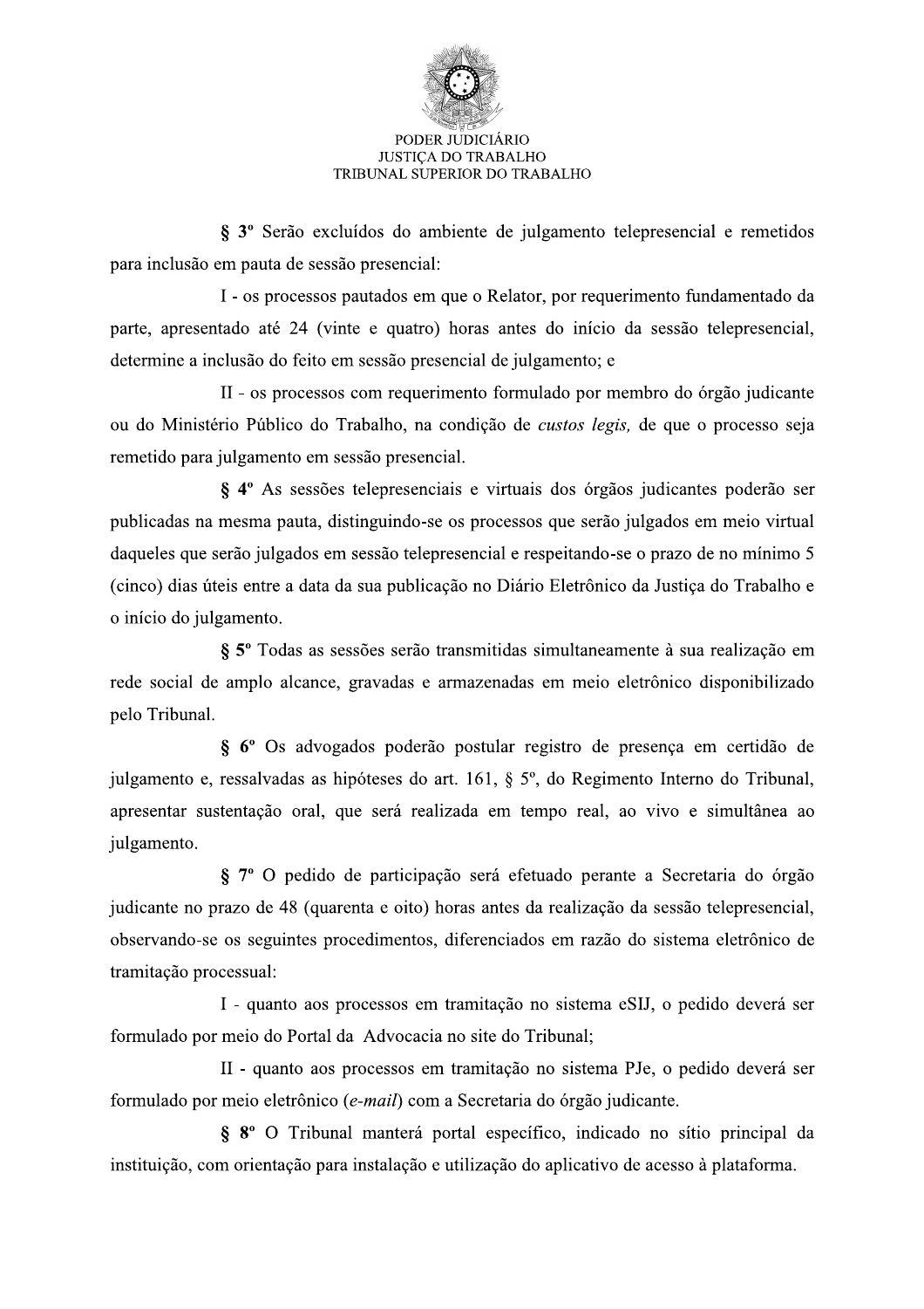**§ 3º** Serão excluídos do ambiente de julgamento telepresencial e remetidos para inclusão em pauta de sessão presencial:

I - os processos pautados em que o Relator, por requerimento fundamentado da parte, apresentado até 24 (vinte e quatro) horas antes do início da sessão telepresencial, determine a inclusão do feito em sessão presencial de julgamento; e

II - os processos com requerimento formulado por membro do órgão judicante ou do Ministério Público do Trabalho, na condição de *custos legis,* de que o processo seja remetido para julgamento em sessão presencial.

**§ 4º** As sessões telepresenciais e virtuais dos órgãos judicantes poderão ser publicadas na mesma pauta, distinguindo-se os processos que serão julgados em meio virtual daqueles que serão julgados em sessão telepresencial e respeitando-se o prazo de no mínimo 5 (cinco) dias úteis entre a data da sua publicação no Diário Eletrônico da Justiça do Trabalho e o início do julgamento.

**§ 5º** Todas as sessões serão transmitidas simultaneamente à sua realização em rede social de amplo alcance, gravadas e armazenadas em meio eletrônico disponibilizado pelo Tribunal.

**§ 6º** Os advogados poderão postular registro de presença em certidão de julgamento e, ressalvadas as hipóteses do art. 161, § 5º, do Regimento Interno do Tribunal, apresentar sustentação oral, que será realizada em tempo real, ao vivo e simultânea ao julgamento.

**§ 7º** O pedido de participação será efetuado perante a Secretaria do órgão judicante no prazo de 48 (quarenta e oito) horas antes da realização da sessão telepresencial, observando-se os seguintes procedimentos, diferenciados em razão do sistema eletrônico de tramitação processual:

I - quanto aos processos em tramitação no sistema eSIJ, o pedido deverá ser formulado por meio do Portal da Advocacia no site do Tribunal;

II - quanto aos processos em tramitação no sistema PJe, o pedido deverá ser formulado por meio eletrônico (*e-mail*) com a Secretaria do órgão judicante.

**§ 8º** O Tribunal manterá portal específico, indicado no sítio principal da instituição, com orientação para instalação e utilização do aplicativo de acesso à plataforma.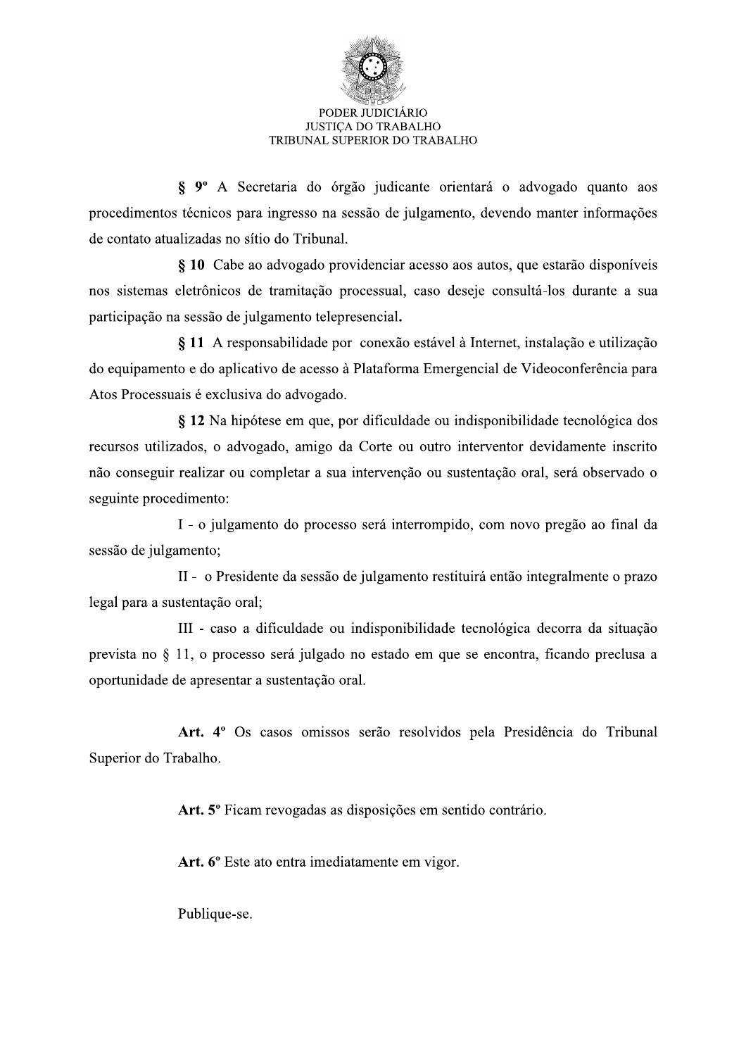**§ 9º** A Secretaria do órgão judicante orientará o advogado quanto aos procedimentos técnicos para ingresso na sessão de julgamento, devendo manter informações de contato atualizadas no sítio do Tribunal.

**§ 10** Cabe ao advogado providenciar acesso aos autos, que estarão disponíveis nos sistemas eletrônicos de tramitação processual, caso deseje consultá-los durante a sua participação na sessão de julgamento telepresencial.

**§ 11** A responsabilidade por conexão estável à Internet, instalação e utilização do equipamento e do aplicativo de acesso à Plataforma Emergencial de Videoconferência para Atos Processuais é exclusiva do advogado.

**§ 12** Na hipótese em que, por dificuldade ou indisponibilidade tecnológica dos recursos utilizados, o advogado, amigo da Corte ou outro interventor devidamente inscrito não conseguir realizar ou completar a sua intervenção ou sustentação oral, será observado o seguinte procedimento:

I - o julgamento do processo será interrompido, com novo pregão ao final da sessão de julgamento;

II - o Presidente da sessão de julgamento restituirá então integralmente o prazo legal para a sustentação oral;

III - caso a dificuldade ou indisponibilidade tecnológica decorra da situação prevista no § 11, o processo será julgado no estado em que se encontra, ficando preclusa a oportunidade de apresentar a sustentação oral.

**Art. 4º** Os casos omissos serão resolvidos pela Presidência do Tribunal Superior do Trabalho.

**Art. 5º** Ficam revogadas as disposições em sentido contrário.

**Art. 6º** Este ato entra imediatamente em vigor.

Publique-se.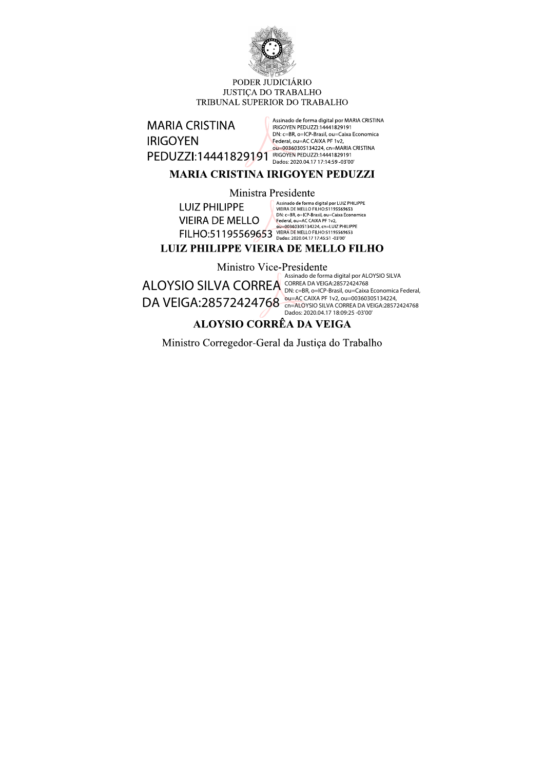PODER JUDICIÁRIO
JUSTIÇA DO TRABALHO
TRIBUNAL SUPERIOR DO TRABALHO

MARIA CRISTINA IRIGOYEN PEDUZZI:14441829191

Assinado de forma digital por MARIA CRISTINA IRIGOYEN PEDUZZI:14441829191
DN: c=BR, o=ICP-Brasil, ou=Caixa Economica Federal, ou=AC CAIXA PF 1v2, ou=00360305134224, cn=MARIA CRISTINA IRIGOYEN PEDUZZI:14441829191
Dados: 2020.04.17 17:14:59 -03'00'

**MARIA CRISTINA IRIGOYEN PEDUZZI**

Ministra Presidente

LUIZ PHILIPPE VIEIRA DE MELLO FILHO:51195569653

Assinado de forma digital por LUIZ PHILIPPE VIEIRA DE MELLO FILHO:51195569653
DN: c=BR, o=ICP-Brasil, ou=Caixa Economica Federal, ou=AC CAIXA PF 1v2, ou=00360305134224, cn=LUIZ PHILIPPE VIEIRA DE MELLO FILHO:51195569653
Dados: 2020.04.17 17:45:51 -03'00'

**LUIZ PHILIPPE VIEIRA DE MELLO FILHO**

Ministro Vice-Presidente

ALOYSIO SILVA CORREA DA VEIGA:28572424768

Assinado de forma digital por ALOYSIO SILVA CORREA DA VEIGA:28572424768
DN: c=BR, o=ICP-Brasil, ou=Caixa Economica Federal, ou=AC CAIXA PF 1v2, ou=00360305134224, cn=ALOYSIO SILVA CORREA DA VEIGA:28572424768
Dados: 2020.04.17 18:09:25 -03'00'

**ALOYSIO CORRÊA DA VEIGA**

Ministro Corregedor-Geral da Justiça do Trabalho